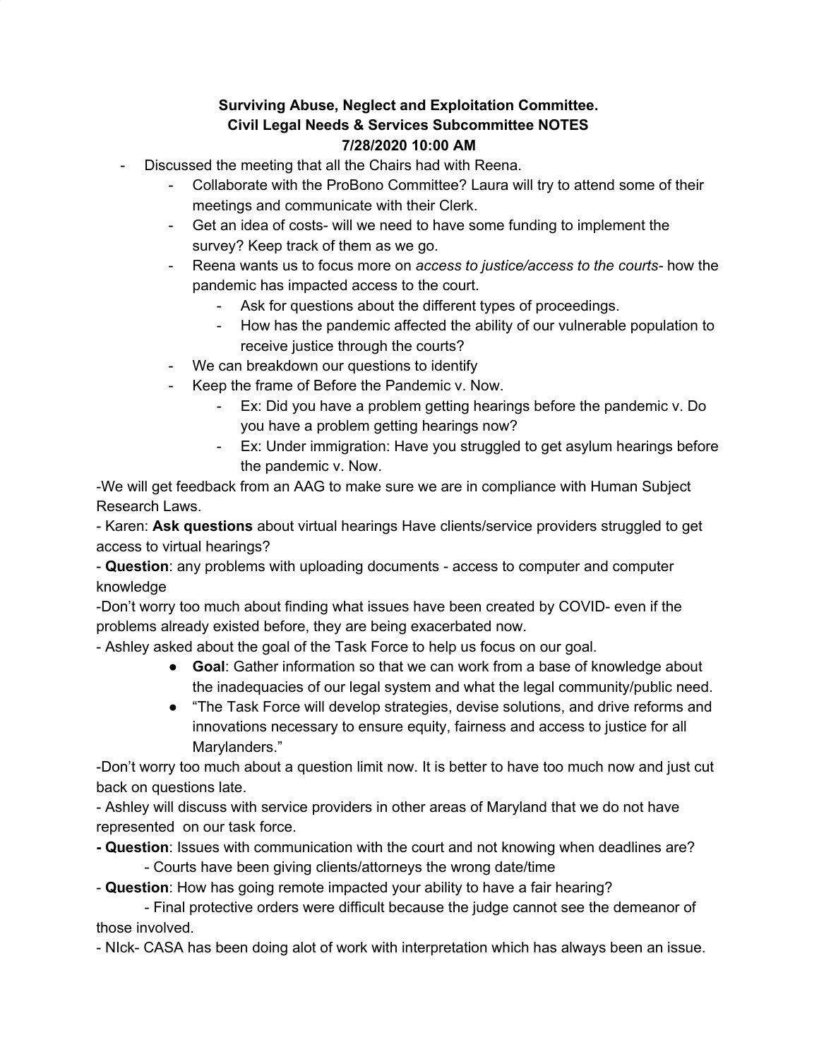**Surviving Abuse, Neglect and Exploitation Committee.**
**Civil Legal Needs & Services Subcommittee NOTES**
**7/28/2020 10:00 AM**

- Discussed the meeting that all the Chairs had with Reena.
    - Collaborate with the ProBono Committee? Laura will try to attend some of their meetings and communicate with their Clerk.
    - Get an idea of costs- will we need to have some funding to implement the survey? Keep track of them as we go.
    - Reena wants us to focus more on *access to justice/access to the courts*- how the pandemic has impacted access to the court.
        - Ask for questions about the different types of proceedings.
        - How has the pandemic affected the ability of our vulnerable population to receive justice through the courts?
    - We can breakdown our questions to identify
    - Keep the frame of Before the Pandemic v. Now.
        - Ex: Did you have a problem getting hearings before the pandemic v. Do you have a problem getting hearings now?
        - Ex: Under immigration: Have you struggled to get asylum hearings before the pandemic v. Now.

-We will get feedback from an AAG to make sure we are in compliance with Human Subject Research Laws.

- Karen: **Ask questions** about virtual hearings Have clients/service providers struggled to get access to virtual hearings?

- **Question**: any problems with uploading documents - access to computer and computer knowledge

-Don't worry too much about finding what issues have been created by COVID- even if the problems already existed before, they are being exacerbated now.

- Ashley asked about the goal of the Task Force to help us focus on our goal.
    - **Goal**: Gather information so that we can work from a base of knowledge about the inadequacies of our legal system and what the legal community/public need.
    - "The Task Force will develop strategies, devise solutions, and drive reforms and innovations necessary to ensure equity, fairness and access to justice for all Marylanders."

-Don't worry too much about a question limit now. It is better to have too much now and just cut back on questions late.

- Ashley will discuss with service providers in other areas of Maryland that we do not have represented on our task force.

**- Question**: Issues with communication with the court and not knowing when deadlines are?
    - Courts have been giving clients/attorneys the wrong date/time

- **Question**: How has going remote impacted your ability to have a fair hearing?
    - Final protective orders were difficult because the judge cannot see the demeanor of those involved.

- NIck- CASA has been doing alot of work with interpretation which has always been an issue.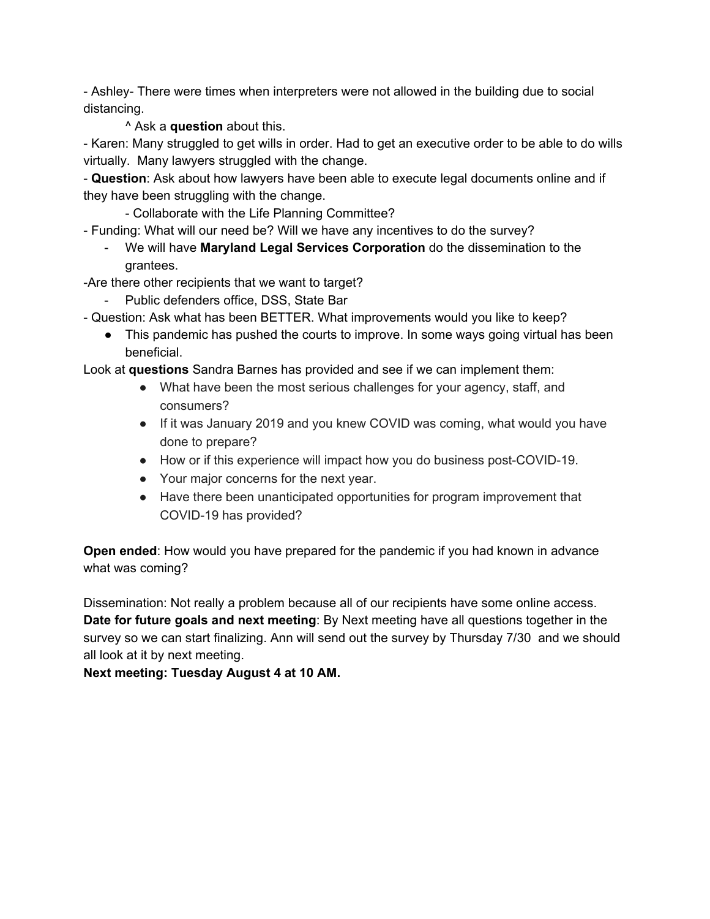- Ashley- There were times when interpreters were not allowed in the building due to social distancing.
    - ^ Ask a **question** about this.
- Karen: Many struggled to get wills in order. Had to get an executive order to be able to do wills virtually. Many lawyers struggled with the change.
- **Question**: Ask about how lawyers have been able to execute legal documents online and if they have been struggling with the change.
    - Collaborate with the Life Planning Committee?
- Funding: What will our need be? Will we have any incentives to do the survey?
    - We will have **Maryland Legal Services Corporation** do the dissemination to the grantees.
- Are there other recipients that we want to target?
    - Public defenders office, DSS, State Bar
- Question: Ask what has been BETTER. What improvements would you like to keep?
    - This pandemic has pushed the courts to improve. In some ways going virtual has been beneficial.

Look at **questions** Sandra Barnes has provided and see if we can implement them:

- What have been the most serious challenges for your agency, staff, and consumers?
- If it was January 2019 and you knew COVID was coming, what would you have done to prepare?
- How or if this experience will impact how you do business post-COVID-19.
- Your major concerns for the next year.
- Have there been unanticipated opportunities for program improvement that COVID-19 has provided?

**Open ended**: How would you have prepared for the pandemic if you had known in advance what was coming?

Dissemination: Not really a problem because all of our recipients have some online access.
**Date for future goals and next meeting**: By Next meeting have all questions together in the survey so we can start finalizing. Ann will send out the survey by Thursday 7/30 and we should all look at it by next meeting.
**Next meeting: Tuesday August 4 at 10 AM.**